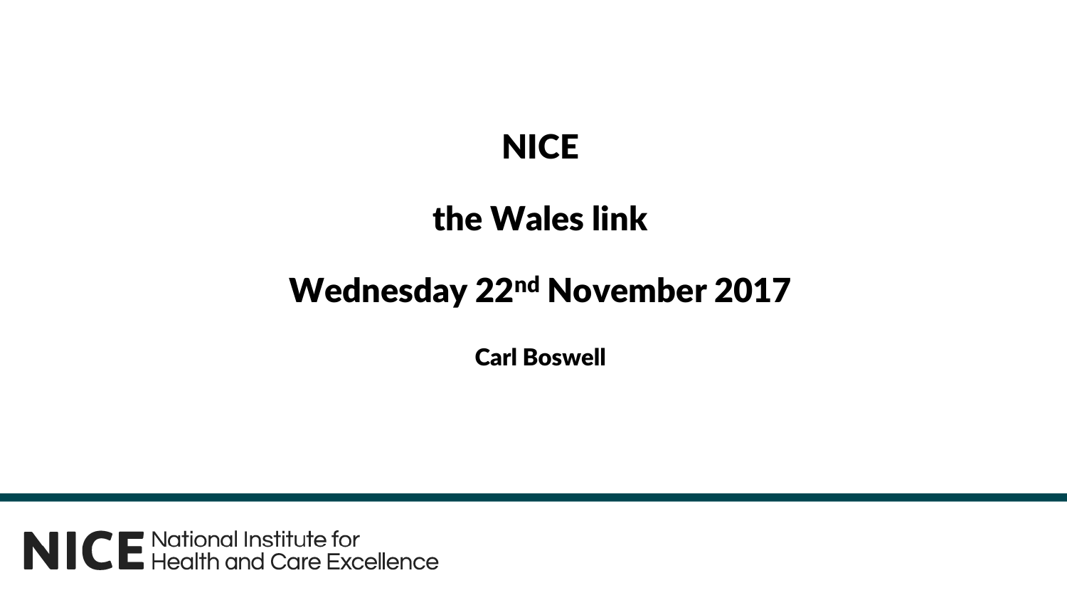# NICE

## the Wales link

## Wednesday 22nd November 2017

**Carl Boswell**

NICE National Institute for Health and Care Excellence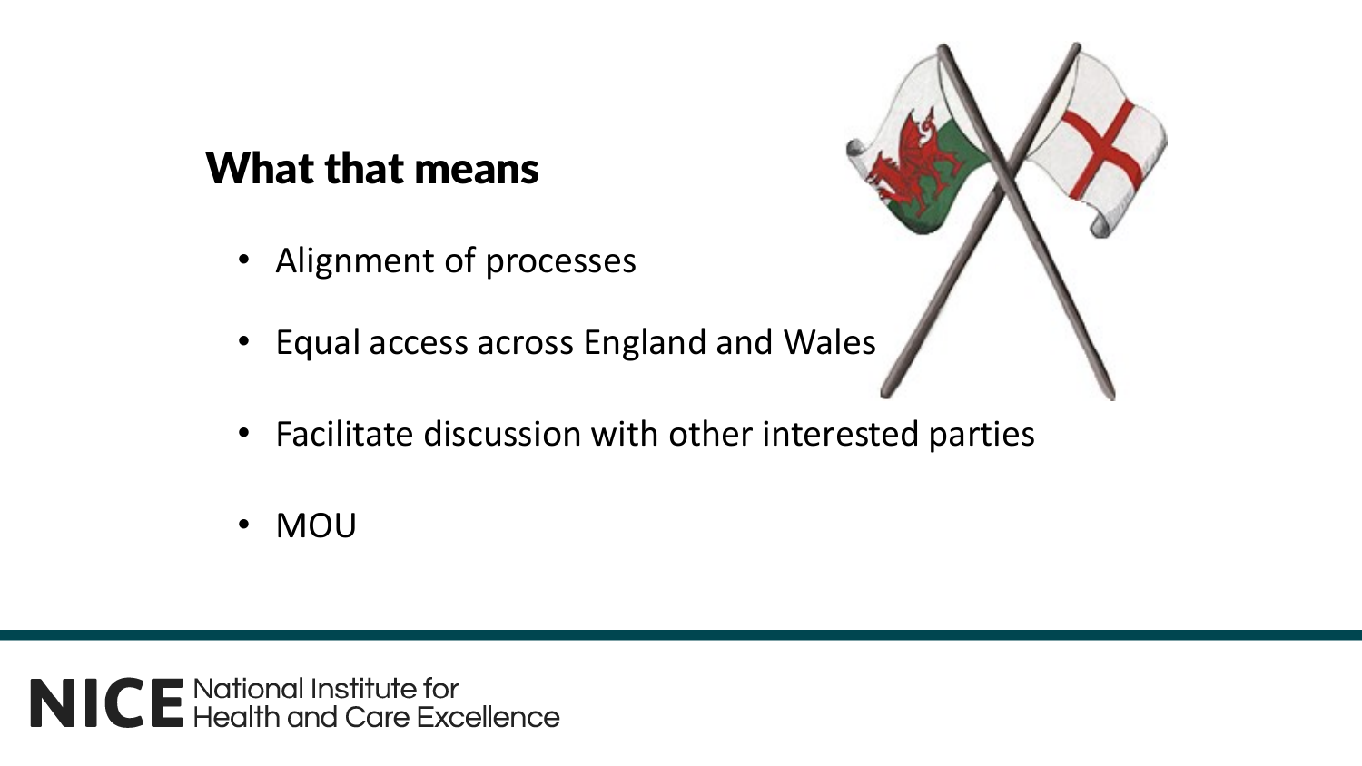## What that means

- Alignment of processes
- Equal access across England and Wales
- Facilitate discussion with other interested parties
- MOU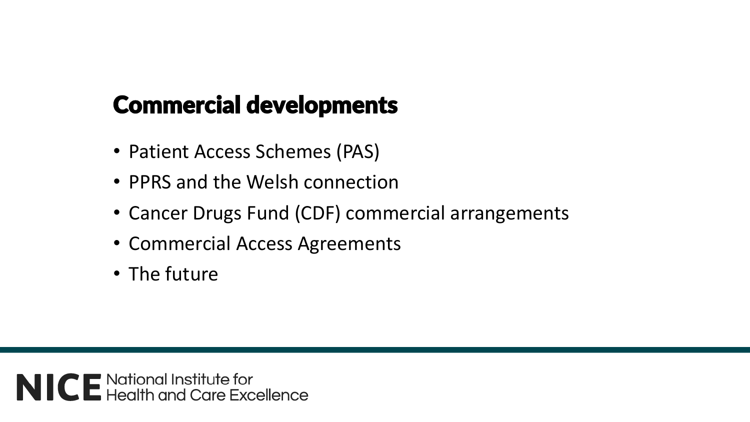## Commercial developments

- Patient Access Schemes (PAS)
- PPRS and the Welsh connection
- Cancer Drugs Fund (CDF) commercial arrangements
- Commercial Access Agreements
- The future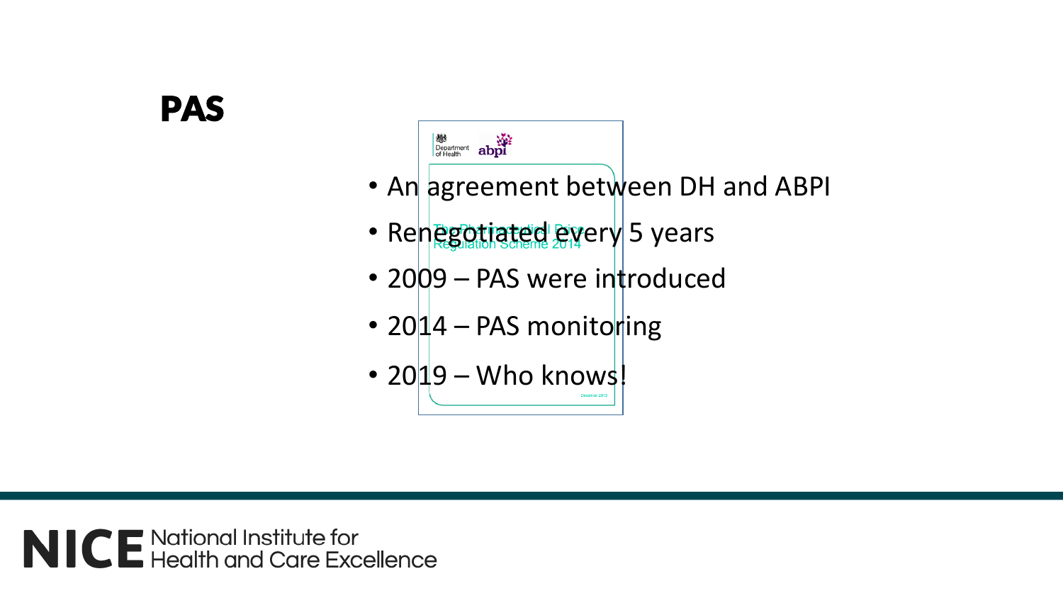# PAS

- An agreement between DH and ABPI
- Renegotiated every 5 years
- 2009 – PAS were introduced
- 2014 – PAS monitoring
- 2019 – Who knows!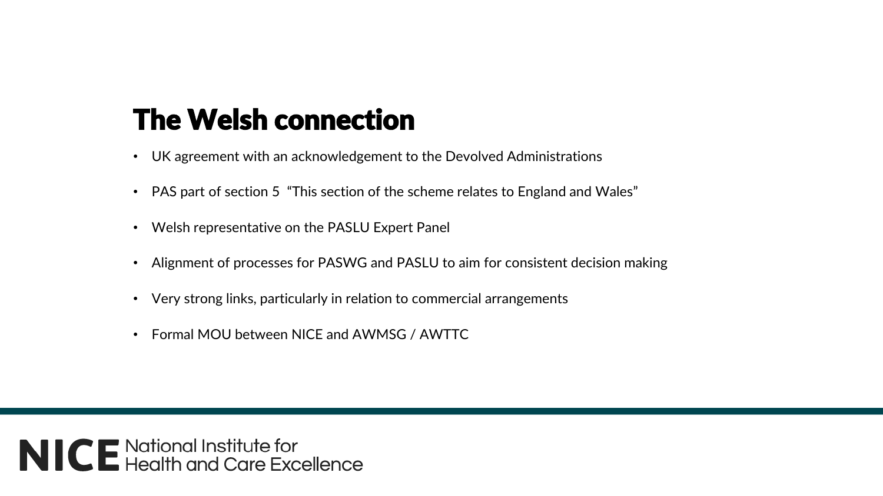# The Welsh connection

- UK agreement with an acknowledgement to the Devolved Administrations
- PAS part of section 5 "This section of the scheme relates to England and Wales"
- Welsh representative on the PASLU Expert Panel
- Alignment of processes for PASWG and PASLU to aim for consistent decision making
- Very strong links, particularly in relation to commercial arrangements
- Formal MOU between NICE and AWMSG / AWTTC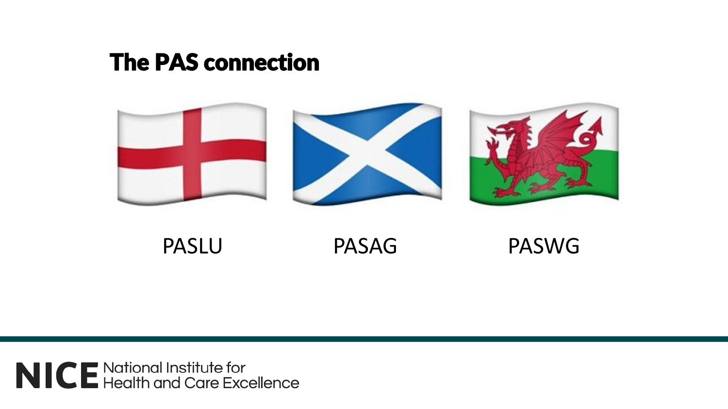# The PAS connection

PASLU

PASAG

PASWG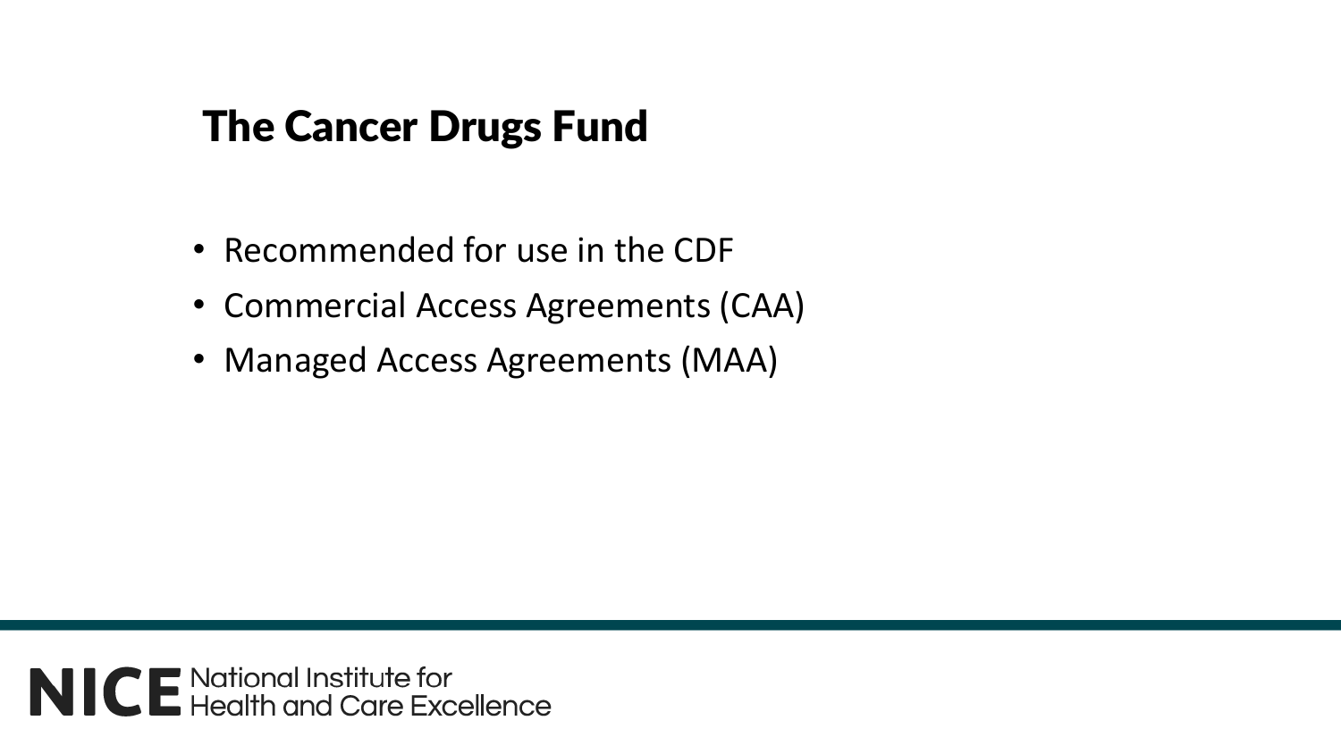# The Cancer Drugs Fund

- Recommended for use in the CDF
- Commercial Access Agreements (CAA)
- Managed Access Agreements (MAA)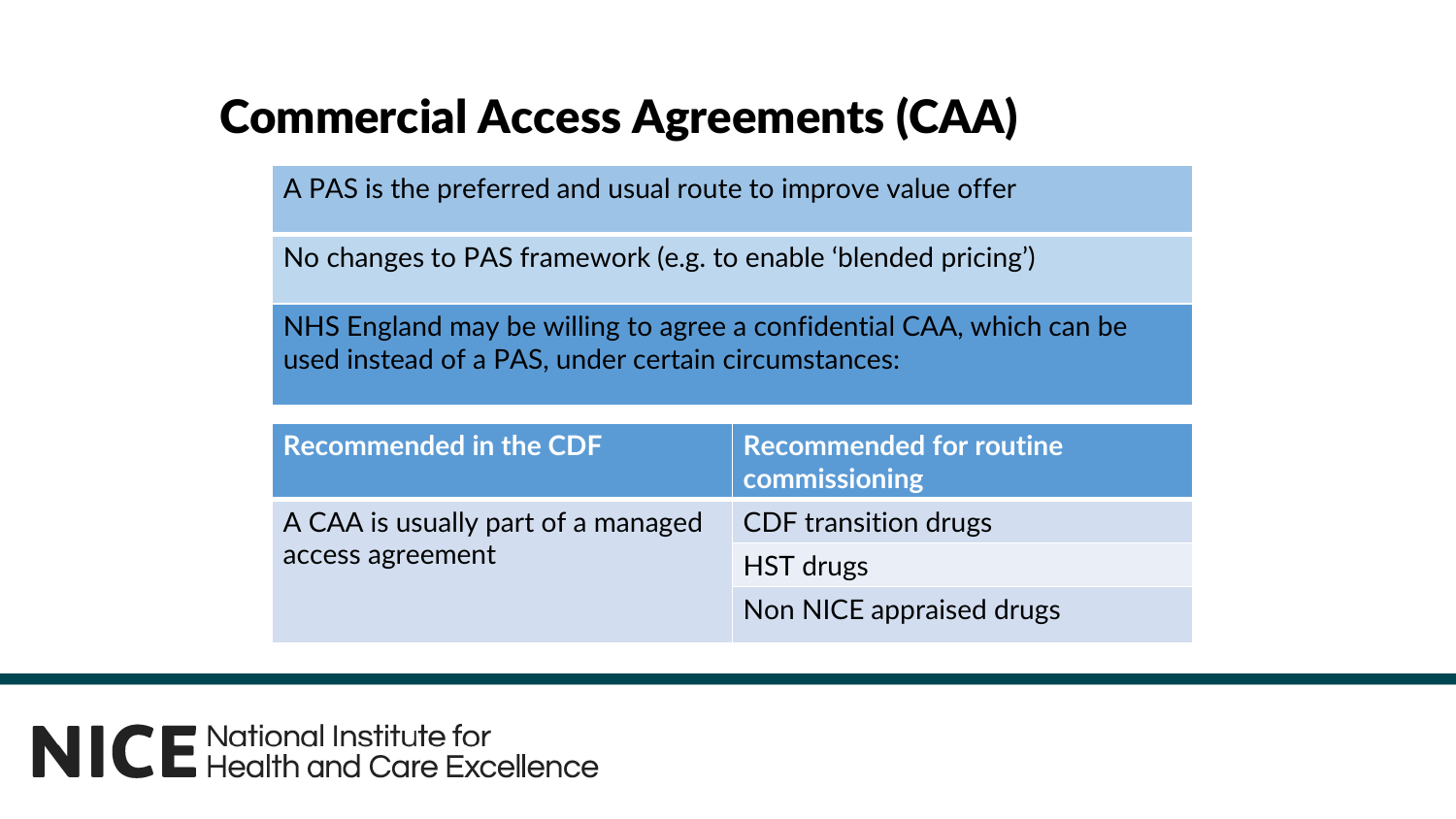# Commercial Access Agreements (CAA)

A PAS is the preferred and usual route to improve value offer

No changes to PAS framework (e.g. to enable 'blended pricing')

NHS England may be willing to agree a confidential CAA, which can be used instead of a PAS, under certain circumstances:

| Recommended in the CDF | Recommended for routine commissioning |
|---|---|
| A CAA is usually part of a managed access agreement | CDF transition drugs |
| | HST drugs |
| | Non NICE appraised drugs |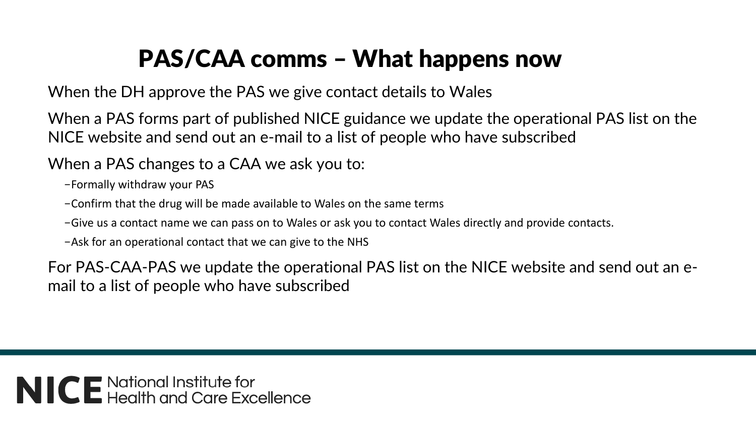# PAS/CAA comms – What happens now

When the DH approve the PAS we give contact details to Wales

When a PAS forms part of published NICE guidance we update the operational PAS list on the NICE website and send out an e-mail to a list of people who have subscribed

When a PAS changes to a CAA we ask you to:

- Formally withdraw your PAS
- Confirm that the drug will be made available to Wales on the same terms
- Give us a contact name we can pass on to Wales or ask you to contact Wales directly and provide contacts.
- Ask for an operational contact that we can give to the NHS

For PAS-CAA-PAS we update the operational PAS list on the NICE website and send out an e-mail to a list of people who have subscribed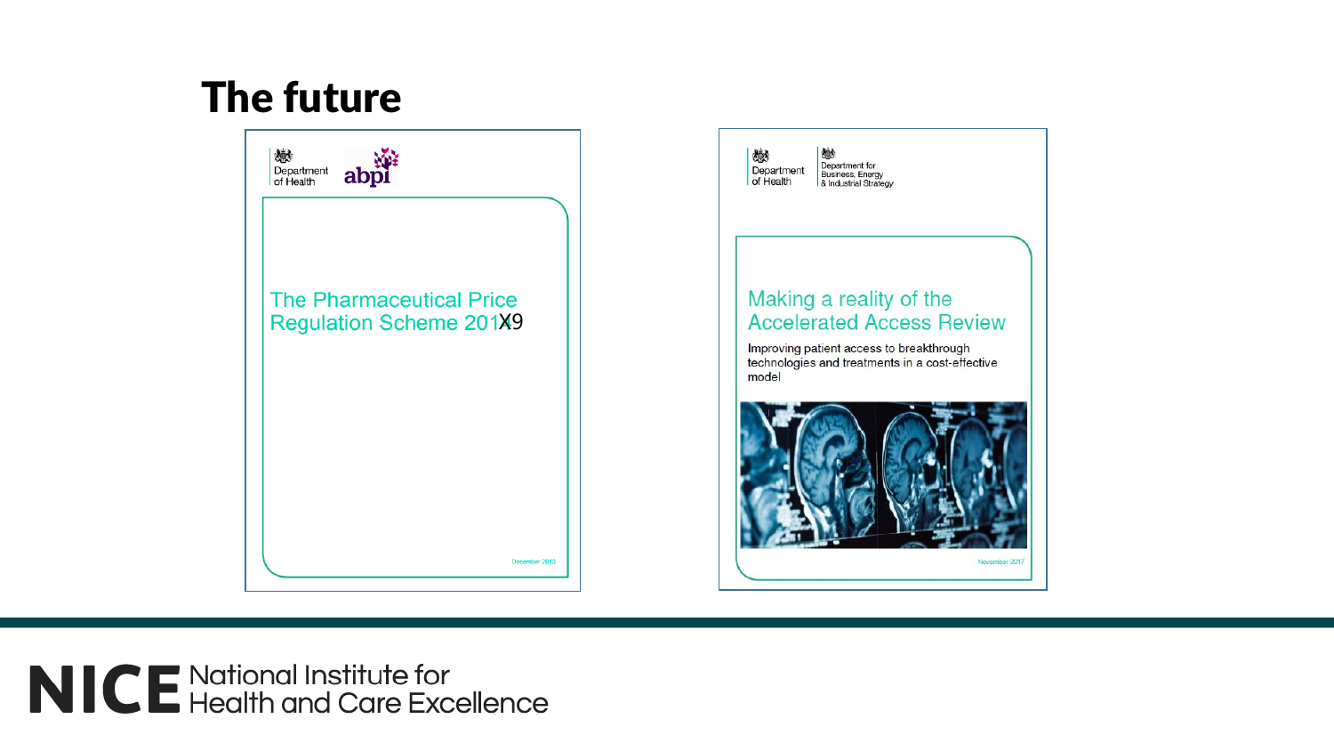# The future

Department of Health | abpi

The Pharmaceutical Price Regulation Scheme 201X9

December 2013

Department of Health | Department for Business, Energy & Industrial Strategy

Making a reality of the Accelerated Access Review

Improving patient access to breakthrough technologies and treatments in a cost-effective model

November 2017